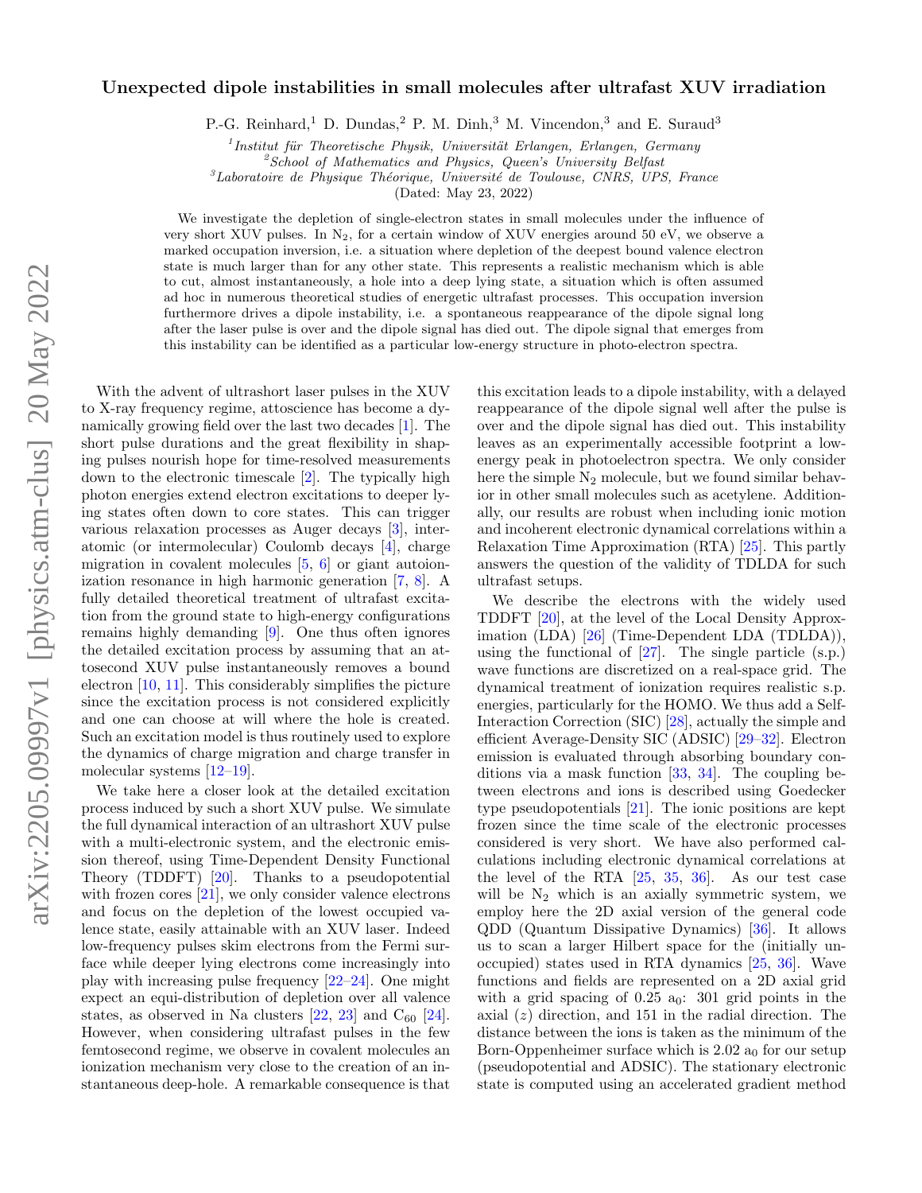# Unexpected dipole instabilities in small molecules after ultrafast XUV irradiation

P.-G. Reinhard,[1] D. Dundas,[2] P. M. Dinh,[3] M. Vincendon,[3] and E. Suraud[3]

[1] *Institut für Theoretische Physik, Universität Erlangen, Erlangen, Germany*
[2] *School of Mathematics and Physics, Queen's University Belfast*
[3] *Laboratoire de Physique Théorique, Université de Toulouse, CNRS, UPS, France*

(Dated: May 23, 2022)

We investigate the depletion of single-electron states in small molecules under the influence of very short XUV pulses. In $N_2$, for a certain window of XUV energies around 50 eV, we observe a marked occupation inversion, i.e. a situation where depletion of the deepest bound valence electron state is much larger than for any other state. This represents a realistic mechanism which is able to cut, almost instantaneously, a hole into a deep lying state, a situation which is often assumed ad hoc in numerous theoretical studies of energetic ultrafast processes. This occupation inversion furthermore drives a dipole instability, i.e. a spontaneous reappearance of the dipole signal long after the laser pulse is over and the dipole signal has died out. The dipole signal that emerges from this instability can be identified as a particular low-energy structure in photo-electron spectra.

With the advent of ultrashort laser pulses in the XUV to X-ray frequency regime, attoscience has become a dynamically growing field over the last two decades [1]. The short pulse durations and the great flexibility in shaping pulses nourish hope for time-resolved measurements down to the electronic timescale [2]. The typically high photon energies extend electron excitations to deeper lying states often down to core states. This can trigger various relaxation processes as Auger decays [3], interatomic (or intermolecular) Coulomb decays [4], charge migration in covalent molecules [5, 6] or giant autoionization resonance in high harmonic generation [7, 8]. A fully detailed theoretical treatment of ultrafast excitation from the ground state to high-energy configurations remains highly demanding [9]. One thus often ignores the detailed excitation process by assuming that an attosecond XUV pulse instantaneously removes a bound electron [10, 11]. This considerably simplifies the picture since the excitation process is not considered explicitly and one can choose at will where the hole is created. Such an excitation model is thus routinely used to explore the dynamics of charge migration and charge transfer in molecular systems [12–19].

We take here a closer look at the detailed excitation process induced by such a short XUV pulse. We simulate the full dynamical interaction of an ultrashort XUV pulse with a multi-electronic system, and the electronic emission thereof, using Time-Dependent Density Functional Theory (TDDFT) [20]. Thanks to a pseudopotential with frozen cores [21], we only consider valence electrons and focus on the depletion of the lowest occupied valence state, easily attainable with an XUV laser. Indeed low-frequency pulses skim electrons from the Fermi surface while deeper lying electrons come increasingly into play with increasing pulse frequency [22–24]. One might expect an equi-distribution of depletion over all valence states, as observed in Na clusters [22, 23] and $C_{60}$ [24]. However, when considering ultrafast pulses in the few femtosecond regime, we observe in covalent molecules an ionization mechanism very close to the creation of an instantaneous deep-hole. A remarkable consequence is that this excitation leads to a dipole instability, with a delayed reappearance of the dipole signal well after the pulse is over and the dipole signal has died out. This instability leaves as an experimentally accessible footprint a low-energy peak in photoelectron spectra. We only consider here the simple $N_2$ molecule, but we found similar behavior in other small molecules such as acetylene. Additionally, our results are robust when including ionic motion and incoherent electronic dynamical correlations within a Relaxation Time Approximation (RTA) [25]. This partly answers the question of the validity of TDLDA for such ultrafast setups.

We describe the electrons with the widely used TDDFT [20], at the level of the Local Density Approximation (LDA) [26] (Time-Dependent LDA (TDLDA)), using the functional of [27]. The single particle (s.p.) wave functions are discretized on a real-space grid. The dynamical treatment of ionization requires realistic s.p. energies, particularly for the HOMO. We thus add a Self-Interaction Correction (SIC) [28], actually the simple and efficient Average-Density SIC (ADSIC) [29–32]. Electron emission is evaluated through absorbing boundary conditions via a mask function [33, 34]. The coupling between electrons and ions is described using Goedecker type pseudopotentials [21]. The ionic positions are kept frozen since the time scale of the electronic processes considered is very short. We have also performed calculations including electronic dynamical correlations at the level of the RTA [25, 35, 36]. As our test case will be $N_2$ which is an axially symmetric system, we employ here the 2D axial version of the general code QDD (Quantum Dissipative Dynamics) [36]. It allows us to scan a larger Hilbert space for the (initially unoccupied) states used in RTA dynamics [25, 36]. Wave functions and fields are represented on a 2D axial grid with a grid spacing of 0.25 $a_0$: 301 grid points in the axial ($z$) direction, and 151 in the radial direction. The distance between the ions is taken as the minimum of the Born-Oppenheimer surface which is 2.02 $a_0$ for our setup (pseudopotential and ADSIC). The stationary electronic state is computed using an accelerated gradient method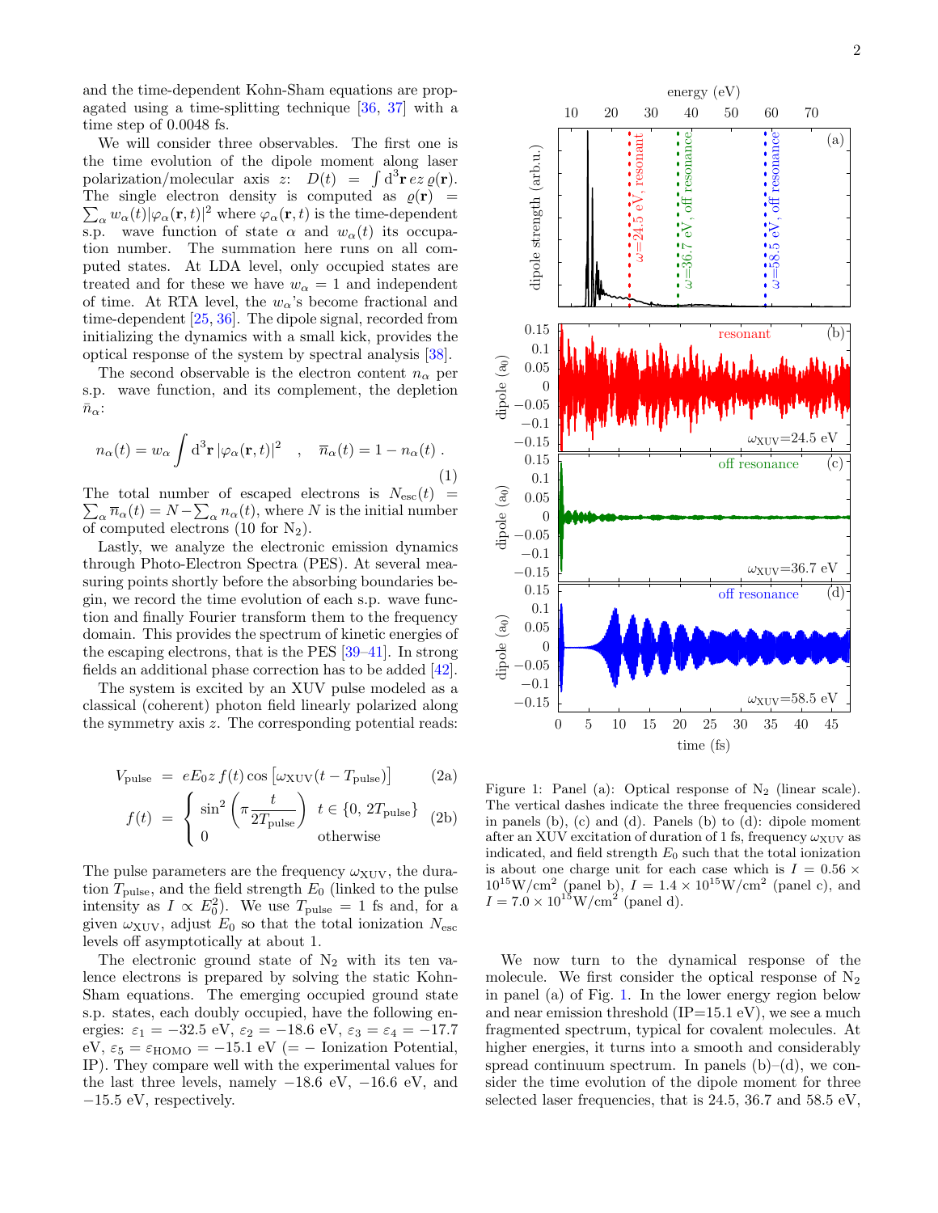and the time-dependent Kohn-Sham equations are propagated using a time-splitting technique [36, 37] with a time step of 0.0048 fs.

We will consider three observables. The first one is the time evolution of the dipole moment along laser polarization/molecular axis $z$: $D(t) = \int \mathrm{d}^3\mathbf{r}\, ez\, \varrho(\mathbf{r})$. The single electron density is computed as $\varrho(\mathbf{r}) = \sum_\alpha w_\alpha(t)|\varphi_\alpha(\mathbf{r},t)|^2$ where $\varphi_\alpha(\mathbf{r},t)$ is the time-dependent s.p. wave function of state $\alpha$ and $w_\alpha(t)$ its occupation number. The summation here runs on all computed states. At LDA level, only occupied states are treated and for these we have $w_\alpha = 1$ and independent of time. At RTA level, the $w_\alpha$'s become fractional and time-dependent [25, 36]. The dipole signal, recorded from initializing the dynamics with a small kick, provides the optical response of the system by spectral analysis [38].

The second observable is the electron content $n_\alpha$ per s.p. wave function, and its complement, the depletion $\bar{n}_\alpha$:

$$n_\alpha(t) = w_\alpha \int \mathrm{d}^3\mathbf{r}\, |\varphi_\alpha(\mathbf{r},t)|^2 \quad , \quad \overline{n}_\alpha(t) = 1 - n_\alpha(t)\ . \tag{1}$$

The total number of escaped electrons is $N_{\mathrm{esc}}(t) = \sum_\alpha \overline{n}_\alpha(t) = N - \sum_\alpha n_\alpha(t)$, where $N$ is the initial number of computed electrons (10 for $N_2$).

Lastly, we analyze the electronic emission dynamics through Photo-Electron Spectra (PES). At several measuring points shortly before the absorbing boundaries begin, we record the time evolution of each s.p. wave function and finally Fourier transform them to the frequency domain. This provides the spectrum of kinetic energies of the escaping electrons, that is the PES [39–41]. In strong fields an additional phase correction has to be added [42].

The system is excited by an XUV pulse modeled as a classical (coherent) photon field linearly polarized along the symmetry axis $z$. The corresponding potential reads:

$$V_{\mathrm{pulse}} = eE_0 z\, f(t) \cos\left[\omega_{\mathrm{XUV}}(t - T_{\mathrm{pulse}})\right] \tag{2a}$$

$$f(t) = \begin{cases} \sin^2\left(\pi \dfrac{t}{2T_{\mathrm{pulse}}}\right) & t \in \{0,\, 2T_{\mathrm{pulse}}\} \\ 0 & \text{otherwise} \end{cases} \tag{2b}$$

The pulse parameters are the frequency $\omega_{\mathrm{XUV}}$, the duration $T_{\mathrm{pulse}}$, and the field strength $E_0$ (linked to the pulse intensity as $I \propto E_0^2$). We use $T_{\mathrm{pulse}} = 1$ fs and, for a given $\omega_{\mathrm{XUV}}$, adjust $E_0$ so that the total ionization $N_{\mathrm{esc}}$ levels off asymptotically at about 1.

The electronic ground state of $N_2$ with its ten valence electrons is prepared by solving the static Kohn-Sham equations. The emerging occupied ground state s.p. states, each doubly occupied, have the following energies: $\varepsilon_1 = -32.5$ eV, $\varepsilon_2 = -18.6$ eV, $\varepsilon_3 = \varepsilon_4 = -17.7$ eV, $\varepsilon_5 = \varepsilon_{\mathrm{HOMO}} = -15.1$ eV ($= -$ Ionization Potential, IP). They compare well with the experimental values for the last three levels, namely $-18.6$ eV, $-16.6$ eV, and $-15.5$ eV, respectively.

Figure 1: Panel (a): Optical response of $N_2$ (linear scale). The vertical dashes indicate the three frequencies considered in panels (b), (c) and (d). Panels (b) to (d): dipole moment after an XUV excitation of duration of 1 fs, frequency $\omega_{\mathrm{XUV}}$ as indicated, and field strength $E_0$ such that the total ionization is about one charge unit for each case which is $I = 0.56 \times 10^{15}\,\mathrm{W/cm^2}$ (panel b), $I = 1.4 \times 10^{15}\,\mathrm{W/cm^2}$ (panel c), and $I = 7.0 \times 10^{15}\,\mathrm{W/cm^2}$ (panel d).

We now turn to the dynamical response of the molecule. We first consider the optical response of $N_2$ in panel (a) of Fig. 1. In the lower energy region below and near emission threshold (IP=15.1 eV), we see a much fragmented spectrum, typical for covalent molecules. At higher energies, it turns into a smooth and considerably spread continuum spectrum. In panels (b)–(d), we consider the time evolution of the dipole moment for three selected laser frequencies, that is 24.5, 36.7 and 58.5 eV,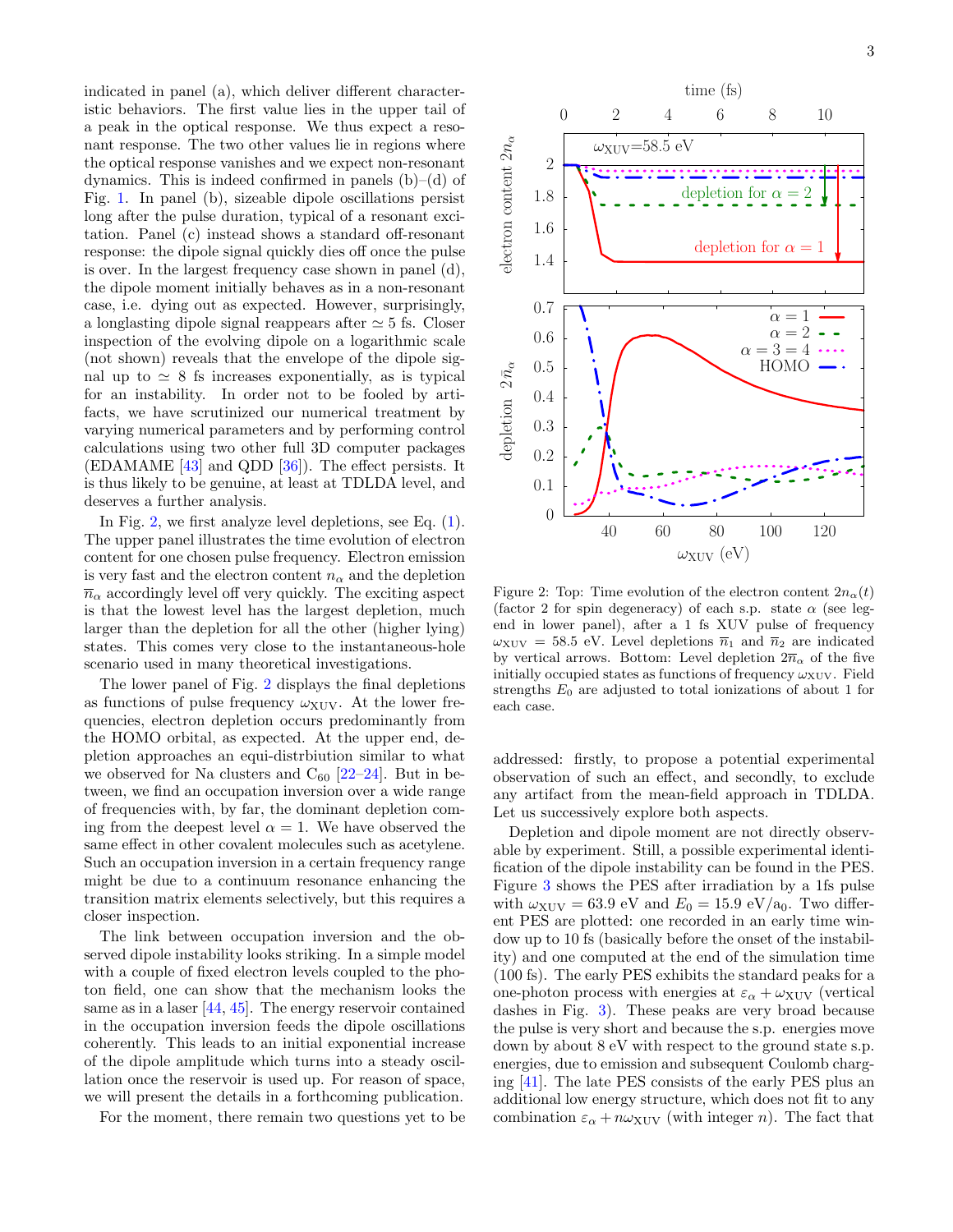indicated in panel (a), which deliver different characteristic behaviors. The first value lies in the upper tail of a peak in the optical response. We thus expect a resonant response. The two other values lie in regions where the optical response vanishes and we expect non-resonant dynamics. This is indeed confirmed in panels (b)–(d) of Fig. 1. In panel (b), sizeable dipole oscillations persist long after the pulse duration, typical of a resonant excitation. Panel (c) instead shows a standard off-resonant response: the dipole signal quickly dies off once the pulse is over. In the largest frequency case shown in panel (d), the dipole moment initially behaves as in a non-resonant case, i.e. dying out as expected. However, surprisingly, a longlasting dipole signal reappears after $\simeq 5$ fs. Closer inspection of the evolving dipole on a logarithmic scale (not shown) reveals that the envelope of the dipole signal up to $\simeq 8$ fs increases exponentially, as is typical for an instability. In order not to be fooled by artifacts, we have scrutinized our numerical treatment by varying numerical parameters and by performing control calculations using two other full 3D computer packages (EDAMAME [43] and QDD [36]). The effect persists. It is thus likely to be genuine, at least at TDLDA level, and deserves a further analysis.

In Fig. 2, we first analyze level depletions, see Eq. (1). The upper panel illustrates the time evolution of electron content for one chosen pulse frequency. Electron emission is very fast and the electron content $n_\alpha$ and the depletion $\overline{n}_\alpha$ accordingly level off very quickly. The exciting aspect is that the lowest level has the largest depletion, much larger than the depletion for all the other (higher lying) states. This comes very close to the instantaneous-hole scenario used in many theoretical investigations.

The lower panel of Fig. 2 displays the final depletions as functions of pulse frequency $\omega_{\mathrm{XUV}}$. At the lower frequencies, electron depletion occurs predominantly from the HOMO orbital, as expected. At the upper end, depletion approaches an equi-distrbiution similar to what we observed for Na clusters and $C_{60}$ [22–24]. But in between, we find an occupation inversion over a wide range of frequencies with, by far, the dominant depletion coming from the deepest level $\alpha = 1$. We have observed the same effect in other covalent molecules such as acetylene. Such an occupation inversion in a certain frequency range might be due to a continuum resonance enhancing the transition matrix elements selectively, but this requires a closer inspection.

The link between occupation inversion and the observed dipole instability looks striking. In a simple model with a couple of fixed electron levels coupled to the photon field, one can show that the mechanism looks the same as in a laser [44, 45]. The energy reservoir contained in the occupation inversion feeds the dipole oscillations coherently. This leads to an initial exponential increase of the dipole amplitude which turns into a steady oscillation once the reservoir is used up. For reason of space, we will present the details in a forthcoming publication.

For the moment, there remain two questions yet to be addressed: firstly, to propose a potential experimental observation of such an effect, and secondly, to exclude any artifact from the mean-field approach in TDLDA. Let us successively explore both aspects.

Figure 2: Top: Time evolution of the electron content $2n_\alpha(t)$ (factor 2 for spin degeneracy) of each s.p. state $\alpha$ (see legend in lower panel), after a 1 fs XUV pulse of frequency $\omega_{\mathrm{XUV}} = 58.5$ eV. Level depletions $\overline{n}_1$ and $\overline{n}_2$ are indicated by vertical arrows. Bottom: Level depletion $2\overline{n}_\alpha$ of the five initially occupied states as functions of frequency $\omega_{\mathrm{XUV}}$. Field strengths $E_0$ are adjusted to total ionizations of about 1 for each case.

Depletion and dipole moment are not directly observable by experiment. Still, a possible experimental identification of the dipole instability can be found in the PES. Figure 3 shows the PES after irradiation by a 1fs pulse with $\omega_{\mathrm{XUV}} = 63.9$ eV and $E_0 = 15.9$ eV/a$_0$. Two different PES are plotted: one recorded in an early time window up to 10 fs (basically before the onset of the instability) and one computed at the end of the simulation time (100 fs). The early PES exhibits the standard peaks for a one-photon process with energies at $\varepsilon_\alpha + \omega_{\mathrm{XUV}}$ (vertical dashes in Fig. 3). These peaks are very broad because the pulse is very short and because the s.p. energies move down by about 8 eV with respect to the ground state s.p. energies, due to emission and subsequent Coulomb charging [41]. The late PES consists of the early PES plus an additional low energy structure, which does not fit to any combination $\varepsilon_\alpha + n\omega_{\mathrm{XUV}}$ (with integer $n$). The fact that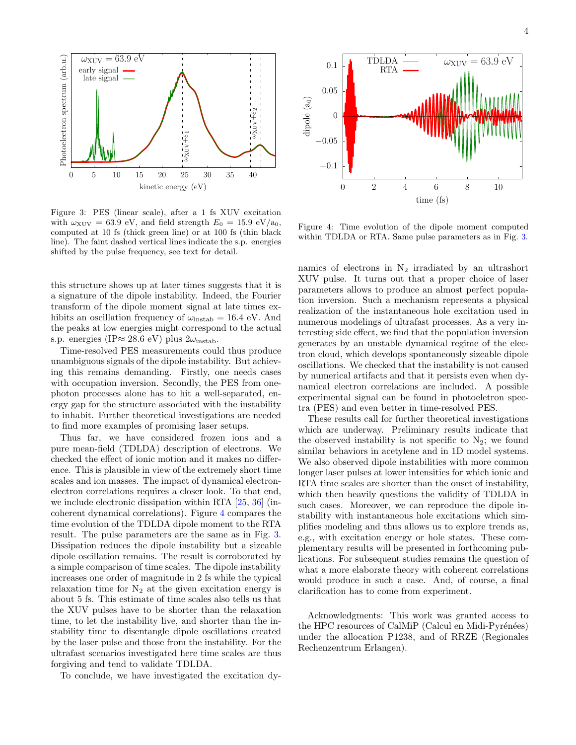Figure 3: PES (linear scale), after a 1 fs XUV excitation with $\omega_{\rm XUV} = 63.9$ eV, and field strength $E_0 = 15.9$ eV/a$_0$, computed at 10 fs (thick green line) or at 100 fs (thin black line). The faint dashed vertical lines indicate the s.p. energies shifted by the pulse frequency, see text for detail.

Figure 4: Time evolution of the dipole moment computed within TDLDA or RTA. Same pulse parameters as in Fig. 3.

this structure shows up at later times suggests that it is a signature of the dipole instability. Indeed, the Fourier transform of the dipole moment signal at late times exhibits an oscillation frequency of $\omega_{\rm instab} = 16.4$ eV. And the peaks at low energies might correspond to the actual s.p. energies (IP$\approx$ 28.6 eV) plus $2\omega_{\rm instab}$.

Time-resolved PES measurements could thus produce unambiguous signals of the dipole instability. But achieving this remains demanding. Firstly, one needs cases with occupation inversion. Secondly, the PES from one-photon processes alone has to hit a well-separated, energy gap for the structure associated with the instability to inhabit. Further theoretical investigations are needed to find more examples of promising laser setups.

Thus far, we have considered frozen ions and a pure mean-field (TDLDA) description of electrons. We checked the effect of ionic motion and it makes no difference. This is plausible in view of the extremely short time scales and ion masses. The impact of dynamical electron-electron correlations requires a closer look. To that end, we include electronic dissipation within RTA [25, 36] (incoherent dynamical correlations). Figure 4 compares the time evolution of the TDLDA dipole moment to the RTA result. The pulse parameters are the same as in Fig. 3. Dissipation reduces the dipole instability but a sizeable dipole oscillation remains. The result is corroborated by a simple comparison of time scales. The dipole instability increases one order of magnitude in 2 fs while the typical relaxation time for $N_2$ at the given excitation energy is about 5 fs. This estimate of time scales also tells us that the XUV pulses have to be shorter than the relaxation time, to let the instability live, and shorter than the instability time to disentangle dipole oscillations created by the laser pulse and those from the instability. For the ultrafast scenarios investigated here time scales are thus forgiving and tend to validate TDLDA.

To conclude, we have investigated the excitation dynamics of electrons in $N_2$ irradiated by an ultrashort XUV pulse. It turns out that a proper choice of laser parameters allows to produce an almost perfect population inversion. Such a mechanism represents a physical realization of the instantaneous hole excitation used in numerous modelings of ultrafast processes. As a very interesting side effect, we find that the population inversion generates by an unstable dynamical regime of the electron cloud, which develops spontaneously sizeable dipole oscillations. We checked that the instability is not caused by numerical artifacts and that it persists even when dynamical electron correlations are included. A possible experimental signal can be found in photoeletron spectra (PES) and even better in time-resolved PES.

These results call for further theoretical investigations which are underway. Preliminary results indicate that the observed instability is not specific to $N_2$; we found similar behaviors in acetylene and in 1D model systems. We also observed dipole instabilities with more common longer laser pulses at lower intensities for which ionic and RTA time scales are shorter than the onset of instability, which then heavily questions the validity of TDLDA in such cases. Moreover, we can reproduce the dipole instability with instantaneous hole excitations which simplifies modeling and thus allows us to explore trends as, e.g., with excitation energy or hole states. These complementary results will be presented in forthcoming publications. For subsequent studies remains the question of what a more elaborate theory with coherent correlations would produce in such a case. And, of course, a final clarification has to come from experiment.

Acknowledgments: This work was granted access to the HPC resources of CalMiP (Calcul en Midi-Pyrénées) under the allocation P1238, and of RRZE (Regionales Rechenzentrum Erlangen).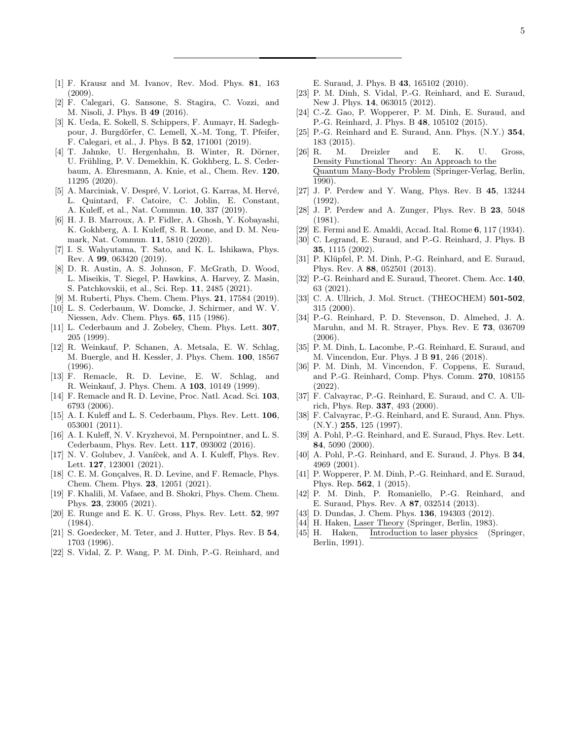[1] F. Krausz and M. Ivanov, Rev. Mod. Phys. **81**, 163 (2009).
[2] F. Calegari, G. Sansone, S. Stagira, C. Vozzi, and M. Nisoli, J. Phys. B **49** (2016).
[3] K. Ueda, E. Sokell, S. Schippers, F. Aumayr, H. Sadeghpour, J. Burgdörfer, C. Lemell, X.-M. Tong, T. Pfeifer, F. Calegari, et al., J. Phys. B **52**, 171001 (2019).
[4] T. Jahnke, U. Hergenhahn, B. Winter, R. Dörner, U. Frühling, P. V. Demekhin, K. Gokhberg, L. S. Cederbaum, A. Ehresmann, A. Knie, et al., Chem. Rev. **120**, 11295 (2020).
[5] A. Marciniak, V. Despré, V. Loriot, G. Karras, M. Hervé, L. Quintard, F. Catoire, C. Joblin, E. Constant, A. Kuleff, et al., Nat. Commun. **10**, 337 (2019).
[6] H. J. B. Marroux, A. P. Fidler, A. Ghosh, Y. Kobayashi, K. Gokhberg, A. I. Kuleff, S. R. Leone, and D. M. Neumark, Nat. Commun. **11**, 5810 (2020).
[7] I. S. Wahyutama, T. Sato, and K. L. Ishikawa, Phys. Rev. A **99**, 063420 (2019).
[8] D. R. Austin, A. S. Johnson, F. McGrath, D. Wood, L. Miseikis, T. Siegel, P. Hawkins, A. Harvey, Z. Masin, S. Patchkovskii, et al., Sci. Rep. **11**, 2485 (2021).
[9] M. Ruberti, Phys. Chem. Chem. Phys. **21**, 17584 (2019).
[10] L. S. Cederbaum, W. Domcke, J. Schirmer, and W. V. Niessen, Adv. Chem. Phys. **65**, 115 (1986).
[11] L. Cederbaum and J. Zobeley, Chem. Phys. Lett. **307**, 205 (1999).
[12] R. Weinkauf, P. Schanen, A. Metsala, E. W. Schlag, M. Buergle, and H. Kessler, J. Phys. Chem. **100**, 18567 (1996).
[13] F. Remacle, R. D. Levine, E. W. Schlag, and R. Weinkauf, J. Phys. Chem. A **103**, 10149 (1999).
[14] F. Remacle and R. D. Levine, Proc. Natl. Acad. Sci. **103**, 6793 (2006).
[15] A. I. Kuleff and L. S. Cederbaum, Phys. Rev. Lett. **106**, 053001 (2011).
[16] A. I. Kuleff, N. V. Kryzhevoi, M. Pernpointner, and L. S. Cederbaum, Phys. Rev. Lett. **117**, 093002 (2016).
[17] N. V. Golubev, J. Vaníček, and A. I. Kuleff, Phys. Rev. Lett. **127**, 123001 (2021).
[18] C. E. M. Gonçalves, R. D. Levine, and F. Remacle, Phys. Chem. Chem. Phys. **23**, 12051 (2021).
[19] F. Khalili, M. Vafaee, and B. Shokri, Phys. Chem. Chem. Phys. **23**, 23005 (2021).
[20] E. Runge and E. K. U. Gross, Phys. Rev. Lett. **52**, 997 (1984).
[21] S. Goedecker, M. Teter, and J. Hutter, Phys. Rev. B **54**, 1703 (1996).
[22] S. Vidal, Z. P. Wang, P. M. Dinh, P.-G. Reinhard, and E. Suraud, J. Phys. B **43**, 165102 (2010).
[23] P. M. Dinh, S. Vidal, P.-G. Reinhard, and E. Suraud, New J. Phys. **14**, 063015 (2012).
[24] C.-Z. Gao, P. Wopperer, P. M. Dinh, E. Suraud, and P.-G. Reinhard, J. Phys. B **48**, 105102 (2015).
[25] P.-G. Reinhard and E. Suraud, Ann. Phys. (N.Y.) **354**, 183 (2015).
[26] R. M. Dreizler and E. K. U. Gross, Density Functional Theory: An Approach to the Quantum Many-Body Problem (Springer-Verlag, Berlin, 1990).
[27] J. P. Perdew and Y. Wang, Phys. Rev. B **45**, 13244 (1992).
[28] J. P. Perdew and A. Zunger, Phys. Rev. B **23**, 5048 (1981).
[29] E. Fermi and E. Amaldi, Accad. Ital. Rome **6**, 117 (1934).
[30] C. Legrand, E. Suraud, and P.-G. Reinhard, J. Phys. B **35**, 1115 (2002).
[31] P. Klüpfel, P. M. Dinh, P.-G. Reinhard, and E. Suraud, Phys. Rev. A **88**, 052501 (2013).
[32] P.-G. Reinhard and E. Suraud, Theoret. Chem. Acc. **140**, 63 (2021).
[33] C. A. Ullrich, J. Mol. Struct. (THEOCHEM) **501-502**, 315 (2000).
[34] P.-G. Reinhard, P. D. Stevenson, D. Almehed, J. A. Maruhn, and M. R. Strayer, Phys. Rev. E **73**, 036709 (2006).
[35] P. M. Dinh, L. Lacombe, P.-G. Reinhard, E. Suraud, and M. Vincendon, Eur. Phys. J B **91**, 246 (2018).
[36] P. M. Dinh, M. Vincendon, F. Coppens, E. Suraud, and P.-G. Reinhard, Comp. Phys. Comm. **270**, 108155 (2022).
[37] F. Calvayrac, P.-G. Reinhard, E. Suraud, and C. A. Ullrich, Phys. Rep. **337**, 493 (2000).
[38] F. Calvayrac, P.-G. Reinhard, and E. Suraud, Ann. Phys. (N.Y.) **255**, 125 (1997).
[39] A. Pohl, P.-G. Reinhard, and E. Suraud, Phys. Rev. Lett. **84**, 5090 (2000).
[40] A. Pohl, P.-G. Reinhard, and E. Suraud, J. Phys. B **34**, 4969 (2001).
[41] P. Wopperer, P. M. Dinh, P.-G. Reinhard, and E. Suraud, Phys. Rep. **562**, 1 (2015).
[42] P. M. Dinh, P. Romaniello, P.-G. Reinhard, and E. Suraud, Phys. Rev. A **87**, 032514 (2013).
[43] D. Dundas, J. Chem. Phys. **136**, 194303 (2012).
[44] H. Haken, Laser Theory (Springer, Berlin, 1983).
[45] H. Haken, Introduction to laser physics (Springer, Berlin, 1991).